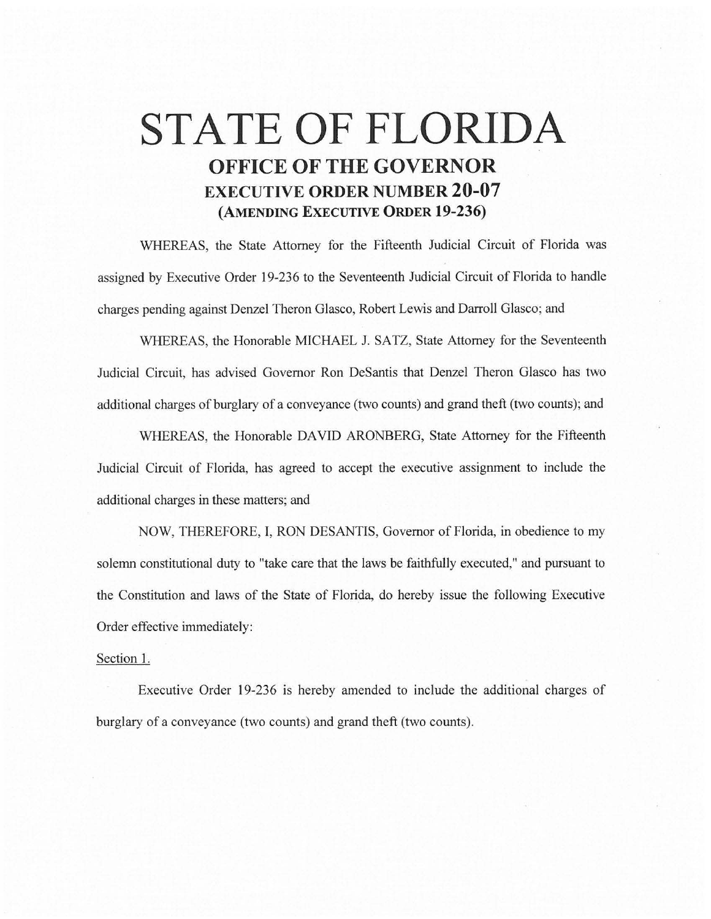# STATE OF FLORIDA

## OFFICE OF THE GOVERNOR

### EXECUTIVE ORDER NUMBER 20-07

### (AMENDING EXECUTIVE ORDER 19-236)

WHEREAS, the State Attorney for the Fifteenth Judicial Circuit of Florida was assigned by Executive Order 19-236 to the Seventeenth Judicial Circuit of Florida to handle charges pending against Denzel Theron Glasco, Robert Lewis and Darroll Glasco; and

WHEREAS, the Honorable MICHAEL J. SATZ, State Attorney for the Seventeenth Judicial Circuit, has advised Governor Ron DeSantis that Denzel Theron Glasco has two additional charges of burglary of a conveyance (two counts) and grand theft (two counts); and

WHEREAS, the Honorable DAVID ARONBERG, State Attorney for the Fifteenth Judicial Circuit of Florida, has agreed to accept the executive assignment to include the additional charges in these matters; and

NOW, THEREFORE, I, RON DESANTIS, Governor of Florida, in obedience to my solemn constitutional duty to "take care that the laws be faithfully executed," and pursuant to the Constitution and laws of the State of Florida, do hereby issue the following Executive Order effective immediately:

Section 1.

Executive Order 19-236 is hereby amended to include the additional charges of burglary of a conveyance (two counts) and grand theft (two counts).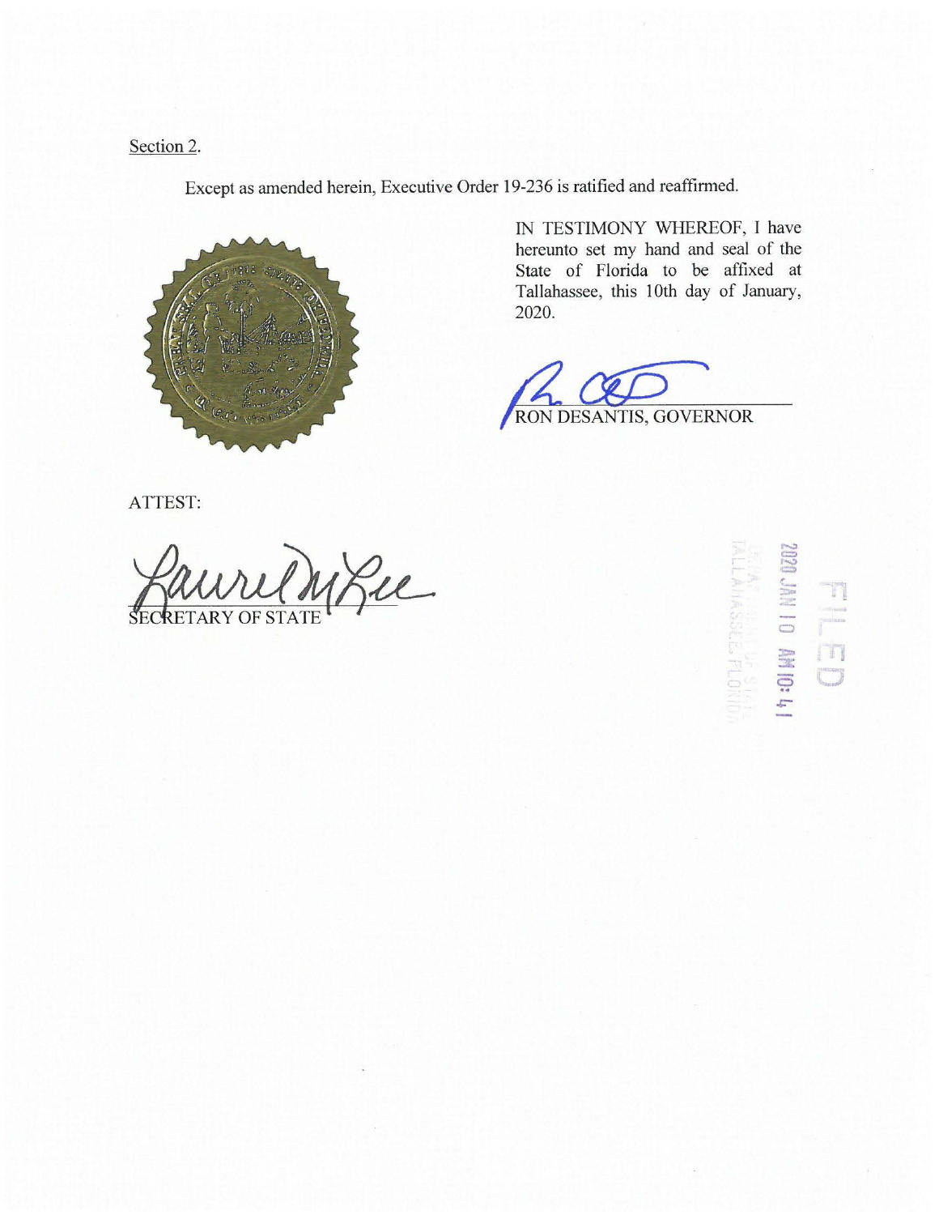Section 2.

Except as amended herein, Executive Order 19-236 is ratified and reaffirmed.

IN TESTIMONY WHEREOF, I have hereunto set my hand and seal of the State of Florida to be affixed at Tallahassee, this 10th day of January, 2020.

RON DESANTIS, GOVERNOR

ATTEST:

SECRETARY OF STATE

FILED

2020 JAN 10 AM 10:41

DEPARTMENT OF STATE
TALLAHASSEE, FLORIDA